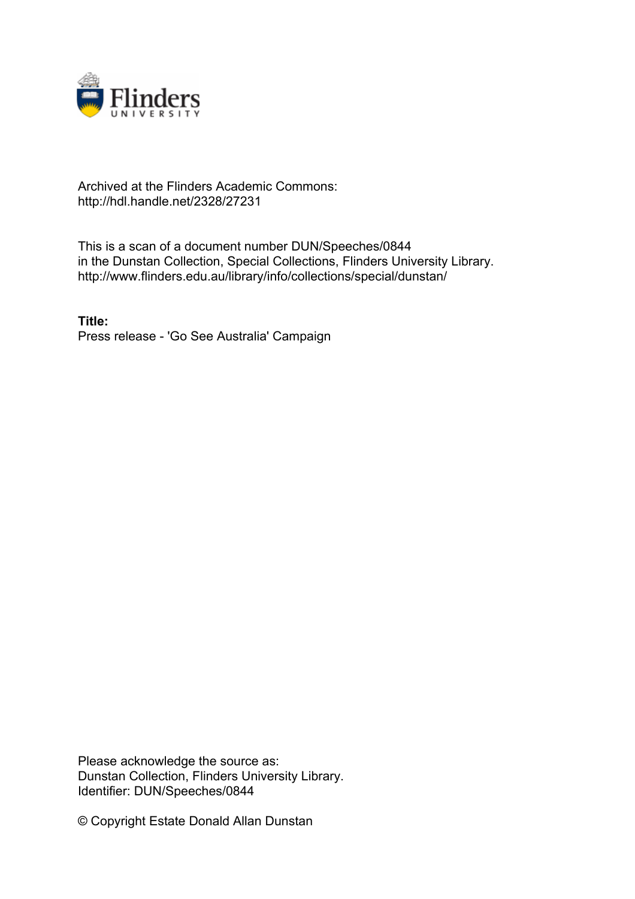Archived at the Flinders Academic Commons:
http://hdl.handle.net/2328/27231

This is a scan of a document number DUN/Speeches/0844
in the Dunstan Collection, Special Collections, Flinders University Library.
http://www.flinders.edu.au/library/info/collections/special/dunstan/

**Title:**
Press release - 'Go See Australia' Campaign

Please acknowledge the source as:
Dunstan Collection, Flinders University Library.
Identifier: DUN/Speeches/0844

© Copyright Estate Donald Allan Dunstan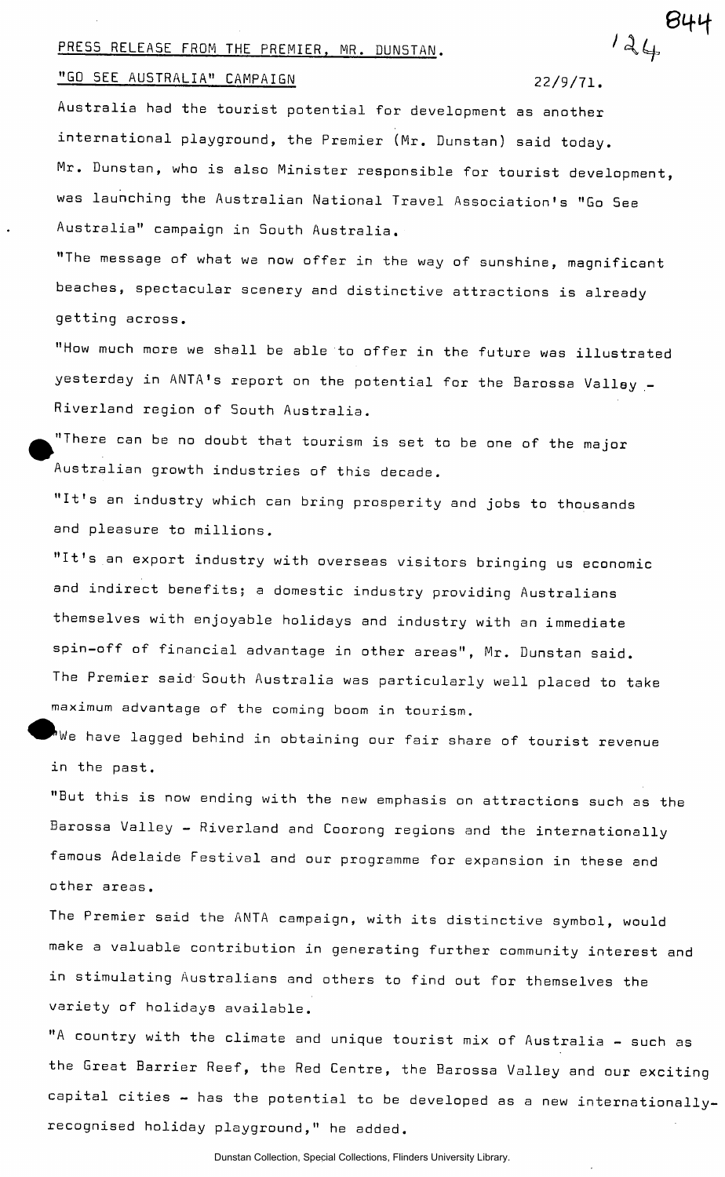PRESS RELEASE FROM THE PREMIER, MR. DUNSTAN.

"GO SEE AUSTRALIA" CAMPAIGN

22/9/71.

Australia had the tourist potential for development as another international playground, the Premier (Mr. Dunstan) said today.

Mr. Dunstan, who is also Minister responsible for tourist development, was launching the Australian National Travel Association's "Go See Australia" campaign in South Australia.

"The message of what we now offer in the way of sunshine, magnificant beaches, spectacular scenery and distinctive attractions is already getting across.

"How much more we shall be able to offer in the future was illustrated yesterday in ANTA's report on the potential for the Barossa Valley - Riverland region of South Australia.

"There can be no doubt that tourism is set to be one of the major Australian growth industries of this decade.

"It's an industry which can bring prosperity and jobs to thousands and pleasure to millions.

"It's an export industry with overseas visitors bringing us economic and indirect benefits; a domestic industry providing Australians themselves with enjoyable holidays and industry with an immediate spin-off of financial advantage in other areas", Mr. Dunstan said.

The Premier said South Australia was particularly well placed to take maximum advantage of the coming boom in tourism.

"We have lagged behind in obtaining our fair share of tourist revenue in the past.

"But this is now ending with the new emphasis on attractions such as the Barossa Valley - Riverland and Coorong regions and the internationally famous Adelaide Festival and our programme for expansion in these and other areas.

The Premier said the ANTA campaign, with its distinctive symbol, would make a valuable contribution in generating further community interest and in stimulating Australians and others to find out for themselves the variety of holidays available.

"A country with the climate and unique tourist mix of Australia - such as the Great Barrier Reef, the Red Centre, the Barossa Valley and our exciting capital cities - has the potential to be developed as a new internationally-recognised holiday playground," he added.

Dunstan Collection, Special Collections, Flinders University Library.